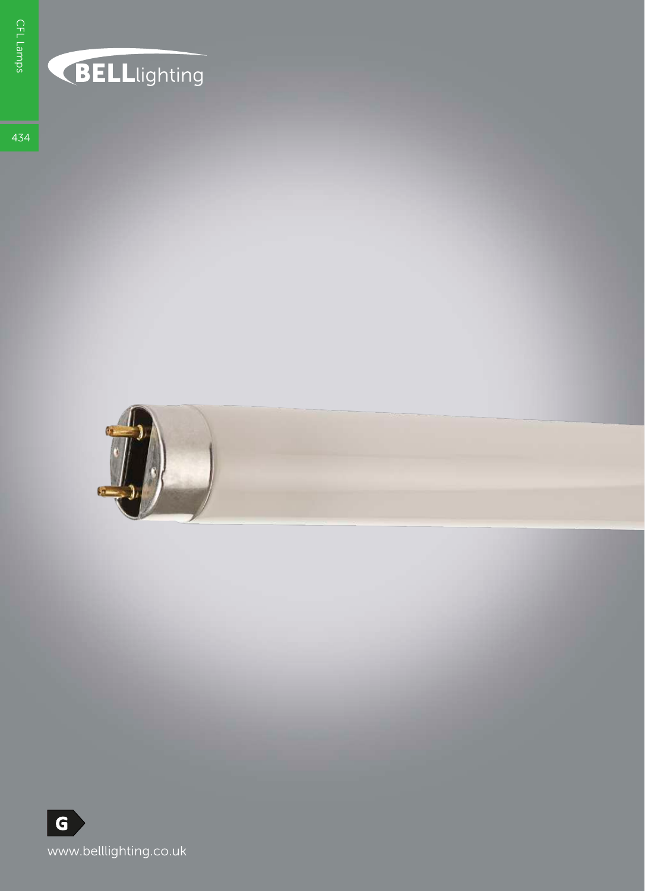BELLlighting

G

www.belllighting.co.uk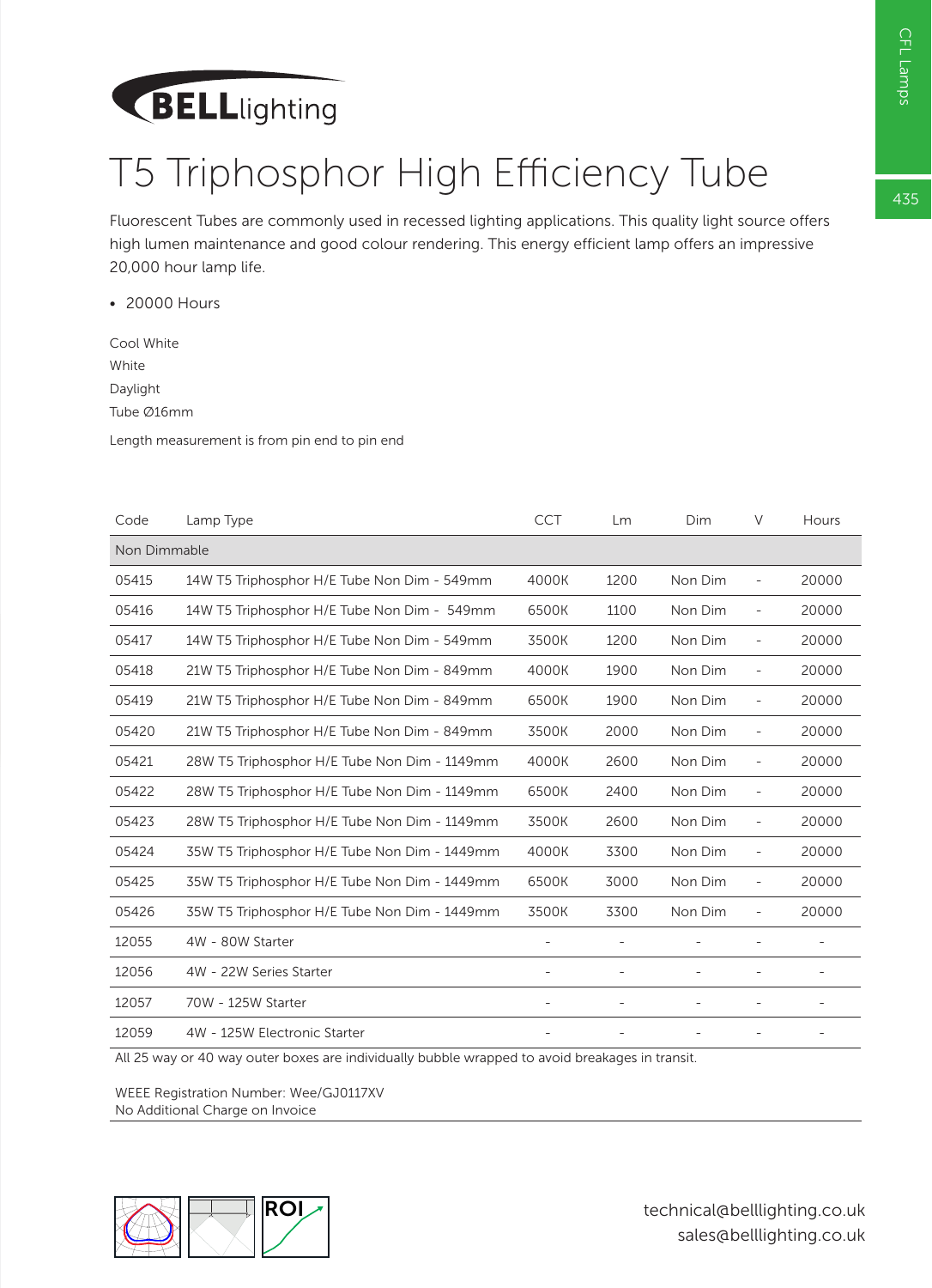BELLlighting

# T5 Triphosphor High Efficiency Tube

Fluorescent Tubes are commonly used in recessed lighting applications. This quality light source offers high lumen maintenance and good colour rendering. This energy efficient lamp offers an impressive 20,000 hour lamp life.

- 20000 Hours

Cool White
White
Daylight
Tube Ø16mm

Length measurement is from pin end to pin end

| Code | Lamp Type | CCT | Lm | Dim | V | Hours |
|---|---|---|---|---|---|---|
| Non Dimmable | | | | | | |
| 05415 | 14W T5 Triphosphor H/E Tube Non Dim - 549mm | 4000K | 1200 | Non Dim | - | 20000 |
| 05416 | 14W T5 Triphosphor H/E Tube Non Dim - 549mm | 6500K | 1100 | Non Dim | - | 20000 |
| 05417 | 14W T5 Triphosphor H/E Tube Non Dim - 549mm | 3500K | 1200 | Non Dim | - | 20000 |
| 05418 | 21W T5 Triphosphor H/E Tube Non Dim - 849mm | 4000K | 1900 | Non Dim | - | 20000 |
| 05419 | 21W T5 Triphosphor H/E Tube Non Dim - 849mm | 6500K | 1900 | Non Dim | - | 20000 |
| 05420 | 21W T5 Triphosphor H/E Tube Non Dim - 849mm | 3500K | 2000 | Non Dim | - | 20000 |
| 05421 | 28W T5 Triphosphor H/E Tube Non Dim - 1149mm | 4000K | 2600 | Non Dim | - | 20000 |
| 05422 | 28W T5 Triphosphor H/E Tube Non Dim - 1149mm | 6500K | 2400 | Non Dim | - | 20000 |
| 05423 | 28W T5 Triphosphor H/E Tube Non Dim - 1149mm | 3500K | 2600 | Non Dim | - | 20000 |
| 05424 | 35W T5 Triphosphor H/E Tube Non Dim - 1449mm | 4000K | 3300 | Non Dim | - | 20000 |
| 05425 | 35W T5 Triphosphor H/E Tube Non Dim - 1449mm | 6500K | 3000 | Non Dim | - | 20000 |
| 05426 | 35W T5 Triphosphor H/E Tube Non Dim - 1449mm | 3500K | 3300 | Non Dim | - | 20000 |
| 12055 | 4W - 80W Starter | - | - | - | - | - |
| 12056 | 4W - 22W Series Starter | - | - | - | - | - |
| 12057 | 70W - 125W Starter | - | - | - | - | - |
| 12059 | 4W - 125W Electronic Starter | - | - | - | - | - |

All 25 way or 40 way outer boxes are individually bubble wrapped to avoid breakages in transit.

WEEE Registration Number: Wee/GJ0117XV
No Additional Charge on Invoice

technical@belllighting.co.uk
sales@belllighting.co.uk